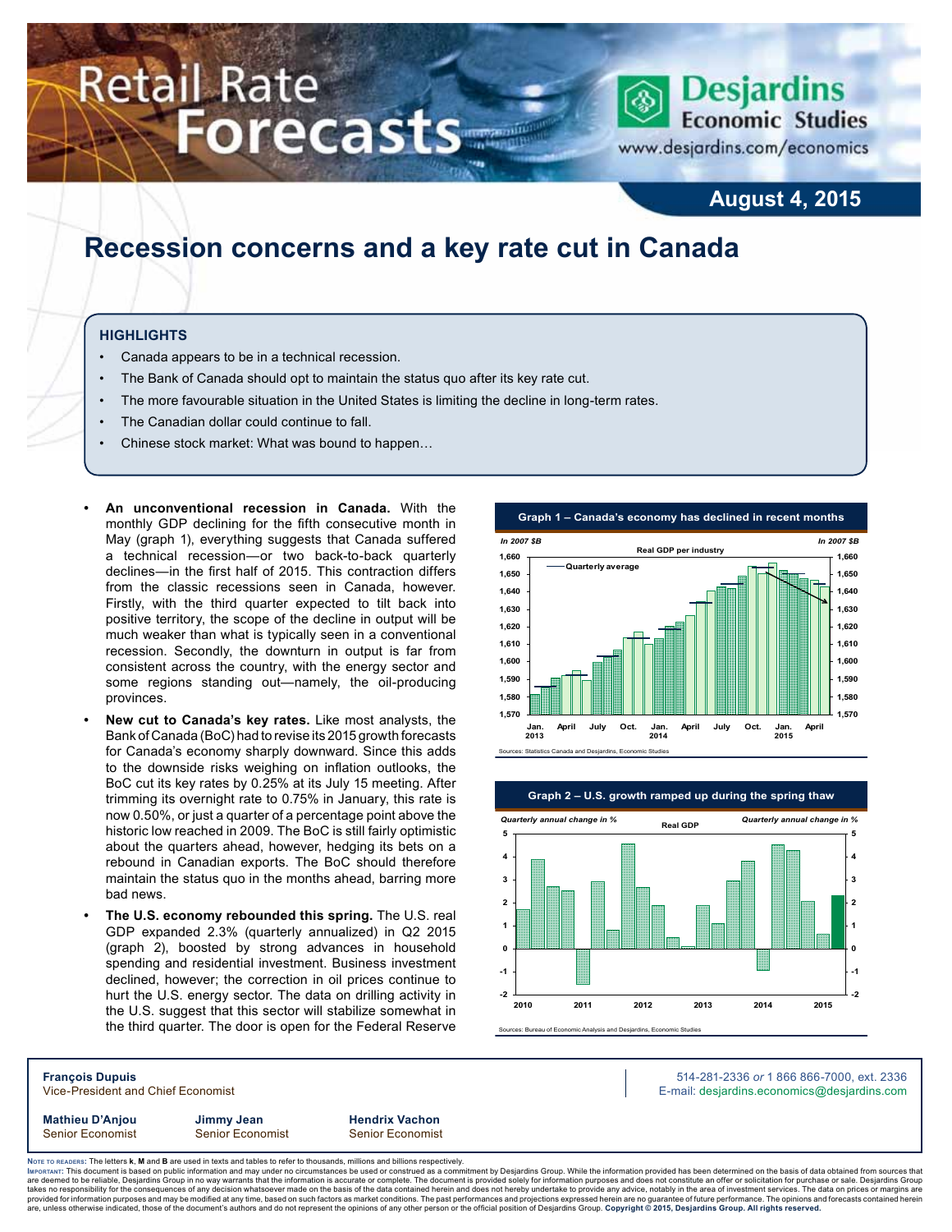# Retail Rate Forecasts

**Desjardins Economic Studies**
www.desjardins.com/economics

**August 4, 2015**

# Recession concerns and a key rate cut in Canada

### HIGHLIGHTS

- Canada appears to be in a technical recession.
- The Bank of Canada should opt to maintain the status quo after its key rate cut.
- The more favourable situation in the United States is limiting the decline in long-term rates.
- The Canadian dollar could continue to fall.
- Chinese stock market: What was bound to happen…

- **An unconventional recession in Canada.** With the monthly GDP declining for the fifth consecutive month in May (graph 1), everything suggests that Canada suffered a technical recession—or two back-to-back quarterly declines—in the first half of 2015. This contraction differs from the classic recessions seen in Canada, however. Firstly, with the third quarter expected to tilt back into positive territory, the scope of the decline in output will be much weaker than what is typically seen in a conventional recession. Secondly, the downturn in output is far from consistent across the country, with the energy sector and some regions standing out—namely, the oil-producing provinces.
- **New cut to Canada's key rates.** Like most analysts, the Bank of Canada (BoC) had to revise its 2015 growth forecasts for Canada's economy sharply downward. Since this adds to the downside risks weighing on inflation outlooks, the BoC cut its key rates by 0.25% at its July 15 meeting. After trimming its overnight rate to 0.75% in January, this rate is now 0.50%, or just a quarter of a percentage point above the historic low reached in 2009. The BoC is still fairly optimistic about the quarters ahead, however, hedging its bets on a rebound in Canadian exports. The BoC should therefore maintain the status quo in the months ahead, barring more bad news.
- **The U.S. economy rebounded this spring.** The U.S. real GDP expanded 2.3% (quarterly annualized) in Q2 2015 (graph 2), boosted by strong advances in household spending and residential investment. Business investment declined, however; the correction in oil prices continue to hurt the U.S. energy sector. The data on drilling activity in the U.S. suggest that this sector will stabilize somewhat in the third quarter. The door is open for the Federal Reserve

**Graph 1 – Canada's economy has declined in recent months**

Real GDP per industry (In 2007 $B) — Quarterly average

Sources: Statistics Canada and Desjardins, Economic Studies

**Graph 2 – U.S. growth ramped up during the spring thaw**

Real GDP (Quarterly annual change in %)

Sources: Bureau of Economic Analysis and Desjardins, Economic Studies

**François Dupuis**
Vice-President and Chief Economist

514-281-2336 *or* 1 866 866-7000, ext. 2336
E-mail: desjardins.economics@desjardins.com

| **Mathieu D'Anjou** | **Jimmy Jean** | **Hendrix Vachon** |
|---|---|---|
| Senior Economist | Senior Economist | Senior Economist |

NOTE TO READERS: The letters **k**, **M** and **B** are used in texts and tables to refer to thousands, millions and billions respectively.
IMPORTANT: This document is based on public information and may under no circumstances be used or construed as a commitment by Desjardins Group. While the information provided has been determined on the basis of data obtained from sources that are deemed to be reliable, Desjardins Group in no way warrants that the information is accurate or complete. The document is provided solely for information purposes and does not constitute an offer or solicitation for purchase or sale. Desjardins Group takes no responsibility for the consequences of any decision whatsoever made on the basis of the data contained herein and does not hereby undertake to provide any advice, notably in the area of investment services. The data on prices or margins are provided for information purposes and may be modified at any time, based on such factors as market conditions. The past performances and projections expressed herein are no guarantee of future performance. The opinions and forecasts contained herein are, unless otherwise indicated, those of the document's authors and do not represent the opinions of any other person or the official position of Desjardins Group. **Copyright © 2015, Desjardins Group. All rights reserved.**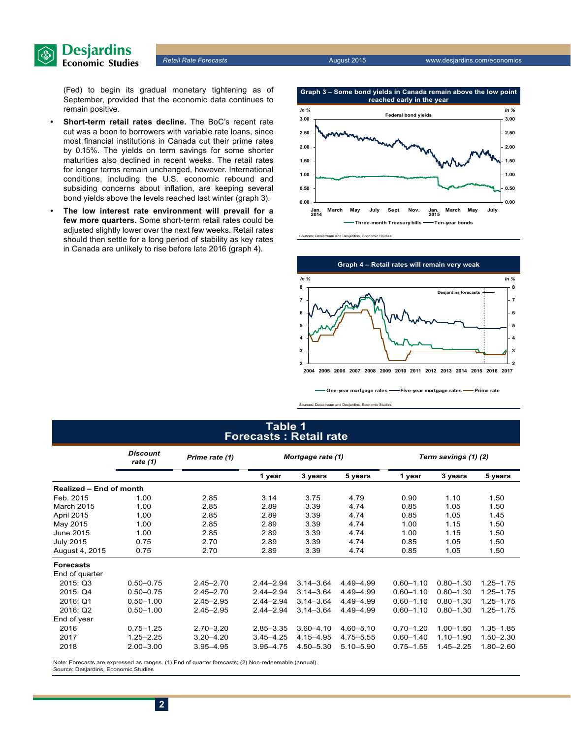(Fed) to begin its gradual monetary tightening as of September, provided that the economic data continues to remain positive.

- **Short-term retail rates decline.** The BoC's recent rate cut was a boon to borrowers with variable rate loans, since most financial institutions in Canada cut their prime rates by 0.15%. The yields on term savings for some shorter maturities also declined in recent weeks. The retail rates for longer terms remain unchanged, however. International conditions, including the U.S. economic rebound and subsiding concerns about inflation, are keeping several bond yields above the levels reached last winter (graph 3).
- **The low interest rate environment will prevail for a few more quarters.** Some short-term retail rates could be adjusted slightly lower over the next few weeks. Retail rates should then settle for a long period of stability as key rates in Canada are unlikely to rise before late 2016 (graph 4).

**Graph 3 – Some bond yields in Canada remain above the low point reached early in the year**

Sources: Datastream and Desjardins, Economic Studies

**Graph 4 – Retail rates will remain very weak**

Sources: Datastream and Desjardins, Economic Studies

**Table 1**
**Forecasts : Retail rate**

| | *Discount rate (1)* | *Prime rate (1)* | *Mortgage rate (1)* | | | *Term savings (1) (2)* | | |
|---|---|---|---|---|---|---|---|---|
| | | | 1 year | 3 years | 5 years | 1 year | 3 years | 5 years |
| **Realized – End of month** | | | | | | | | |
| Feb. 2015 | 1.00 | 2.85 | 3.14 | 3.75 | 4.79 | 0.90 | 1.10 | 1.50 |
| March 2015 | 1.00 | 2.85 | 2.89 | 3.39 | 4.74 | 0.85 | 1.05 | 1.50 |
| April 2015 | 1.00 | 2.85 | 2.89 | 3.39 | 4.74 | 0.85 | 1.05 | 1.45 |
| May 2015 | 1.00 | 2.85 | 2.89 | 3.39 | 4.74 | 1.00 | 1.15 | 1.50 |
| June 2015 | 1.00 | 2.85 | 2.89 | 3.39 | 4.74 | 1.00 | 1.15 | 1.50 |
| July 2015 | 0.75 | 2.70 | 2.89 | 3.39 | 4.74 | 0.85 | 1.05 | 1.50 |
| August 4, 2015 | 0.75 | 2.70 | 2.89 | 3.39 | 4.74 | 0.85 | 1.05 | 1.50 |
| **Forecasts** | | | | | | | | |
| End of quarter | | | | | | | | |
| 2015: Q3 | 0.50–0.75 | 2.45–2.70 | 2.44–2.94 | 3.14–3.64 | 4.49–4.99 | 0.60–1.10 | 0.80–1.30 | 1.25–1.75 |
| 2015: Q4 | 0.50–0.75 | 2.45–2.70 | 2.44–2.94 | 3.14–3.64 | 4.49–4.99 | 0.60–1.10 | 0.80–1.30 | 1.25–1.75 |
| 2016: Q1 | 0.50–1.00 | 2.45–2.95 | 2.44–2.94 | 3.14–3.64 | 4.49–4.99 | 0.60–1.10 | 0.80–1.30 | 1.25–1.75 |
| 2016: Q2 | 0.50–1.00 | 2.45–2.95 | 2.44–2.94 | 3.14–3.64 | 4.49–4.99 | 0.60–1.10 | 0.80–1.30 | 1.25–1.75 |
| End of year | | | | | | | | |
| 2016 | 0.75–1.25 | 2.70–3.20 | 2.85–3.35 | 3.60–4.10 | 4.60–5.10 | 0.70–1.20 | 1.00–1.50 | 1.35–1.85 |
| 2017 | 1.25–2.25 | 3.20–4.20 | 3.45–4.25 | 4.15–4.95 | 4.75–5.55 | 0.60–1.40 | 1.10–1.90 | 1.50–2.30 |
| 2018 | 2.00–3.00 | 3.95–4.95 | 3.95–4.75 | 4.50–5.30 | 5.10–5.90 | 0.75–1.55 | 1.45–2.25 | 1.80–2.60 |

Note: Forecasts are expressed as ranges. (1) End of quarter forecasts; (2) Non-redeemable (annual).
Source: Desjardins, Economic Studies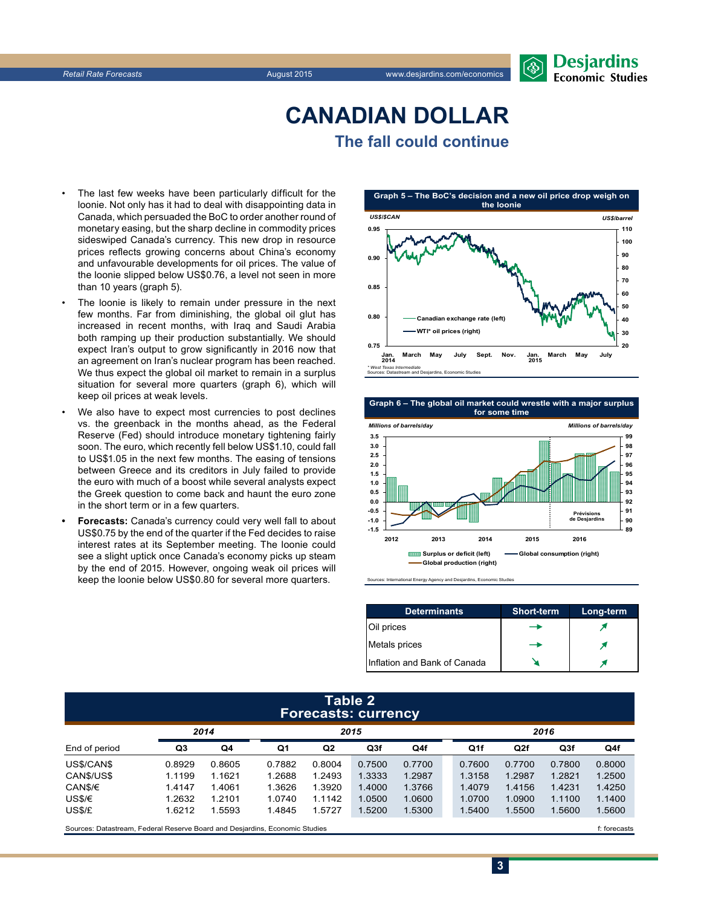# CANADIAN DOLLAR

## The fall could continue

- The last few weeks have been particularly difficult for the loonie. Not only has it had to deal with disappointing data in Canada, which persuaded the BoC to order another round of monetary easing, but the sharp decline in commodity prices sideswiped Canada's currency. This new drop in resource prices reflects growing concerns about China's economy and unfavourable developments for oil prices. The value of the loonie slipped below US$0.76, a level not seen in more than 10 years (graph 5).
- The loonie is likely to remain under pressure in the next few months. Far from diminishing, the global oil glut has increased in recent months, with Iraq and Saudi Arabia both ramping up their production substantially. We should expect Iran's output to grow significantly in 2016 now that an agreement on Iran's nuclear program has been reached. We thus expect the global oil market to remain in a surplus situation for several more quarters (graph 6), which will keep oil prices at weak levels.
- We also have to expect most currencies to post declines vs. the greenback in the months ahead, as the Federal Reserve (Fed) should introduce monetary tightening fairly soon. The euro, which recently fell below US$1.10, could fall to US$1.05 in the next few months. The easing of tensions between Greece and its creditors in July failed to provide the euro with much of a boost while several analysts expect the Greek question to come back and haunt the euro zone in the short term or in a few quarters.
- **Forecasts:** Canada's currency could very well fall to about US$0.75 by the end of the quarter if the Fed decides to raise interest rates at its September meeting. The loonie could see a slight uptick once Canada's economy picks up steam by the end of 2015. However, ongoing weak oil prices will keep the loonie below US$0.80 for several more quarters.

**Graph 5 – The BoC's decision and a new oil price drop weigh on the loonie**

\* West Texas Intermediate
Sources: Datastream and Desjardins, Economic Studies

**Graph 6 – The global oil market could wrestle with a major surplus for some time**

Sources: International Energy Agency and Desjardins, Economic Studies

| Determinants | Short-term | Long-term |
|---|---|---|
| Oil prices | → | ↗ |
| Metals prices | → | ↗ |
| Inflation and Bank of Canada | ↘ | ↗ |

**Table 2**
**Forecasts: currency**

| | 2014 | | 2015 | | | | 2016 | | | |
|---|---|---|---|---|---|---|---|---|---|---|
| End of period | Q3 | Q4 | Q1 | Q2 | Q3f | Q4f | Q1f | Q2f | Q3f | Q4f |
| US$/CAN$ | 0.8929 | 0.8605 | 0.7882 | 0.8004 | 0.7500 | 0.7700 | 0.7600 | 0.7700 | 0.7800 | 0.8000 |
| CAN$/US$ | 1.1199 | 1.1621 | 1.2688 | 1.2493 | 1.3333 | 1.2987 | 1.3158 | 1.2987 | 1.2821 | 1.2500 |
| CAN$/€ | 1.4147 | 1.4061 | 1.3626 | 1.3920 | 1.4000 | 1.3766 | 1.4079 | 1.4156 | 1.4231 | 1.4250 |
| US$/€ | 1.2632 | 1.2101 | 1.0740 | 1.1142 | 1.0500 | 1.0600 | 1.0700 | 1.0900 | 1.1100 | 1.1400 |
| US$/£ | 1.6212 | 1.5593 | 1.4845 | 1.5727 | 1.5200 | 1.5300 | 1.5400 | 1.5500 | 1.5600 | 1.5600 |

Sources: Datastream, Federal Reserve Board and Desjardins, Economic Studies — f: forecasts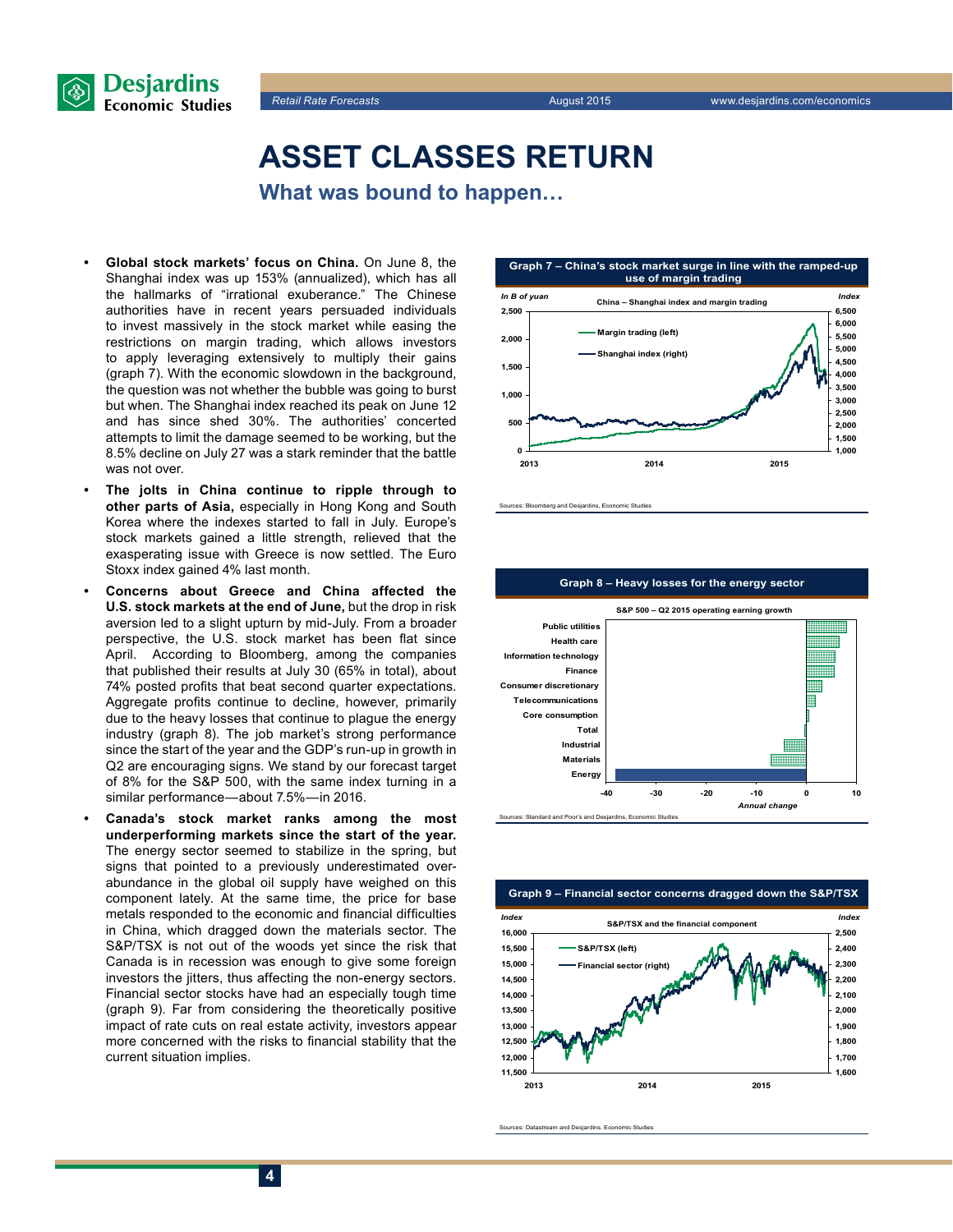# ASSET CLASSES RETURN

## What was bound to happen…

- **Global stock markets' focus on China.** On June 8, the Shanghai index was up 153% (annualized), which has all the hallmarks of "irrational exuberance." The Chinese authorities have in recent years persuaded individuals to invest massively in the stock market while easing the restrictions on margin trading, which allows investors to apply leveraging extensively to multiply their gains (graph 7). With the economic slowdown in the background, the question was not whether the bubble was going to burst but when. The Shanghai index reached its peak on June 12 and has since shed 30%. The authorities' concerted attempts to limit the damage seemed to be working, but the 8.5% decline on July 27 was a stark reminder that the battle was not over.
- **The jolts in China continue to ripple through to other parts of Asia,** especially in Hong Kong and South Korea where the indexes started to fall in July. Europe's stock markets gained a little strength, relieved that the exasperating issue with Greece is now settled. The Euro Stoxx index gained 4% last month.
- **Concerns about Greece and China affected the U.S. stock markets at the end of June,** but the drop in risk aversion led to a slight upturn by mid-July. From a broader perspective, the U.S. stock market has been flat since April. According to Bloomberg, among the companies that published their results at July 30 (65% in total), about 74% posted profits that beat second quarter expectations. Aggregate profits continue to decline, however, primarily due to the heavy losses that continue to plague the energy industry (graph 8). The job market's strong performance since the start of the year and the GDP's run-up in growth in Q2 are encouraging signs. We stand by our forecast target of 8% for the S&P 500, with the same index turning in a similar performance—about 7.5%—in 2016.
- **Canada's stock market ranks among the most underperforming markets since the start of the year.** The energy sector seemed to stabilize in the spring, but signs that pointed to a previously underestimated over-abundance in the global oil supply have weighed on this component lately. At the same time, the price for base metals responded to the economic and financial difficulties in China, which dragged down the materials sector. The S&P/TSX is not out of the woods yet since the risk that Canada is in recession was enough to give some foreign investors the jitters, thus affecting the non-energy sectors. Financial sector stocks have had an especially tough time (graph 9). Far from considering the theoretically positive impact of rate cuts on real estate activity, investors appear more concerned with the risks to financial stability that the current situation implies.

**Graph 7 – China's stock market surge in line with the ramped-up use of margin trading**

China – Shanghai index and margin trading (Margin trading (left), in B of yuan; Shanghai index (right), Index)

Sources: Bloomberg and Desjardins, Economic Studies

**Graph 8 – Heavy losses for the energy sector**

S&P 500 – Q2 2015 operating earning growth (Annual change)

Sources: Standard and Poor's and Desjardins, Economic Studies

**Graph 9 – Financial sector concerns dragged down the S&P/TSX**

S&P/TSX and the financial component (S&P/TSX (left), Index; Financial sector (right), Index)

Sources: Datastream and Desjardins, Economic Studies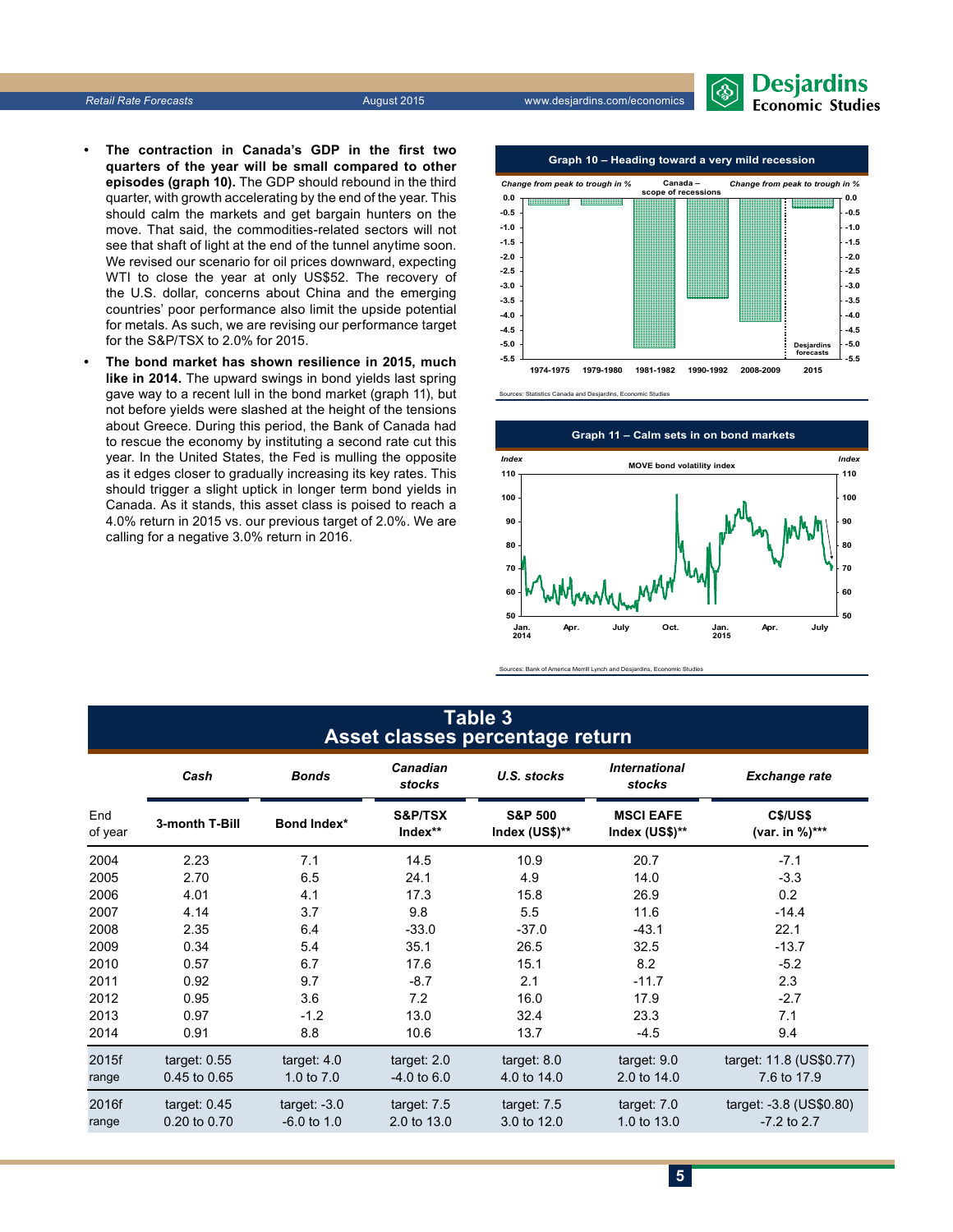- **The contraction in Canada's GDP in the first two quarters of the year will be small compared to other episodes (graph 10).** The GDP should rebound in the third quarter, with growth accelerating by the end of the year. This should calm the markets and get bargain hunters on the move. That said, the commodities-related sectors will not see that shaft of light at the end of the tunnel anytime soon. We revised our scenario for oil prices downward, expecting WTI to close the year at only US$52. The recovery of the U.S. dollar, concerns about China and the emerging countries' poor performance also limit the upside potential for metals. As such, we are revising our performance target for the S&P/TSX to 2.0% for 2015.
- **The bond market has shown resilience in 2015, much like in 2014.** The upward swings in bond yields last spring gave way to a recent lull in the bond market (graph 11), but not before yields were slashed at the height of the tensions about Greece. During this period, the Bank of Canada had to rescue the economy by instituting a second rate cut this year. In the United States, the Fed is mulling the opposite as it edges closer to gradually increasing its key rates. This should trigger a slight uptick in longer term bond yields in Canada. As it stands, this asset class is poised to reach a 4.0% return in 2015 vs. our previous target of 2.0%. We are calling for a negative 3.0% return in 2016.

**Graph 10 – Heading toward a very mild recession**

Change from peak to trough in %

Canada – scope of recessions

0.0, -0.5, -1.0, -1.5, -2.0, -2.5, -3.0, -3.5, -4.0, -4.5, -5.0, -5.5

1974-1975, 1979-1980, 1981-1982, 1990-1992, 2008-2009, 2015

Desjardins forecasts

Sources: Statistics Canada and Desjardins, Economic Studies

**Graph 11 – Calm sets in on bond markets**

Index

MOVE bond volatility index

110, 100, 90, 80, 70, 60, 50

Jan. 2014, Apr., July, Oct., Jan. 2015, Apr., July

Sources: Bank of America Merrill Lynch and Desjardins, Economic Studies

**Table 3**
**Asset classes percentage return**

| | *Cash* | *Bonds* | *Canadian stocks* | *U.S. stocks* | *International stocks* | *Exchange rate* |
|---|---|---|---|---|---|---|
| End of year | 3-month T-Bill | Bond Index* | S&P/TSX Index** | S&P 500 Index (US$)** | MSCI EAFE Index (US$)** | C$/US$ (var. in %)*** |
| 2004 | 2.23 | 7.1 | 14.5 | 10.9 | 20.7 | -7.1 |
| 2005 | 2.70 | 6.5 | 24.1 | 4.9 | 14.0 | -3.3 |
| 2006 | 4.01 | 4.1 | 17.3 | 15.8 | 26.9 | 0.2 |
| 2007 | 4.14 | 3.7 | 9.8 | 5.5 | 11.6 | -14.4 |
| 2008 | 2.35 | 6.4 | -33.0 | -37.0 | -43.1 | 22.1 |
| 2009 | 0.34 | 5.4 | 35.1 | 26.5 | 32.5 | -13.7 |
| 2010 | 0.57 | 6.7 | 17.6 | 15.1 | 8.2 | -5.2 |
| 2011 | 0.92 | 9.7 | -8.7 | 2.1 | -11.7 | 2.3 |
| 2012 | 0.95 | 3.6 | 7.2 | 16.0 | 17.9 | -2.7 |
| 2013 | 0.97 | -1.2 | 13.0 | 32.4 | 23.3 | 7.1 |
| 2014 | 0.91 | 8.8 | 10.6 | 13.7 | -4.5 | 9.4 |
| 2015f | target: 0.55 | target: 4.0 | target: 2.0 | target: 8.0 | target: 9.0 | target: 11.8 (US$0.77) |
| range | 0.45 to 0.65 | 1.0 to 7.0 | -4.0 to 6.0 | 4.0 to 14.0 | 2.0 to 14.0 | 7.6 to 17.9 |
| 2016f | target: 0.45 | target: -3.0 | target: 7.5 | target: 7.5 | target: 7.0 | target: -3.8 (US$0.80) |
| range | 0.20 to 0.70 | -6.0 to 1.0 | 2.0 to 13.0 | 3.0 to 12.0 | 1.0 to 13.0 | -7.2 to 2.7 |